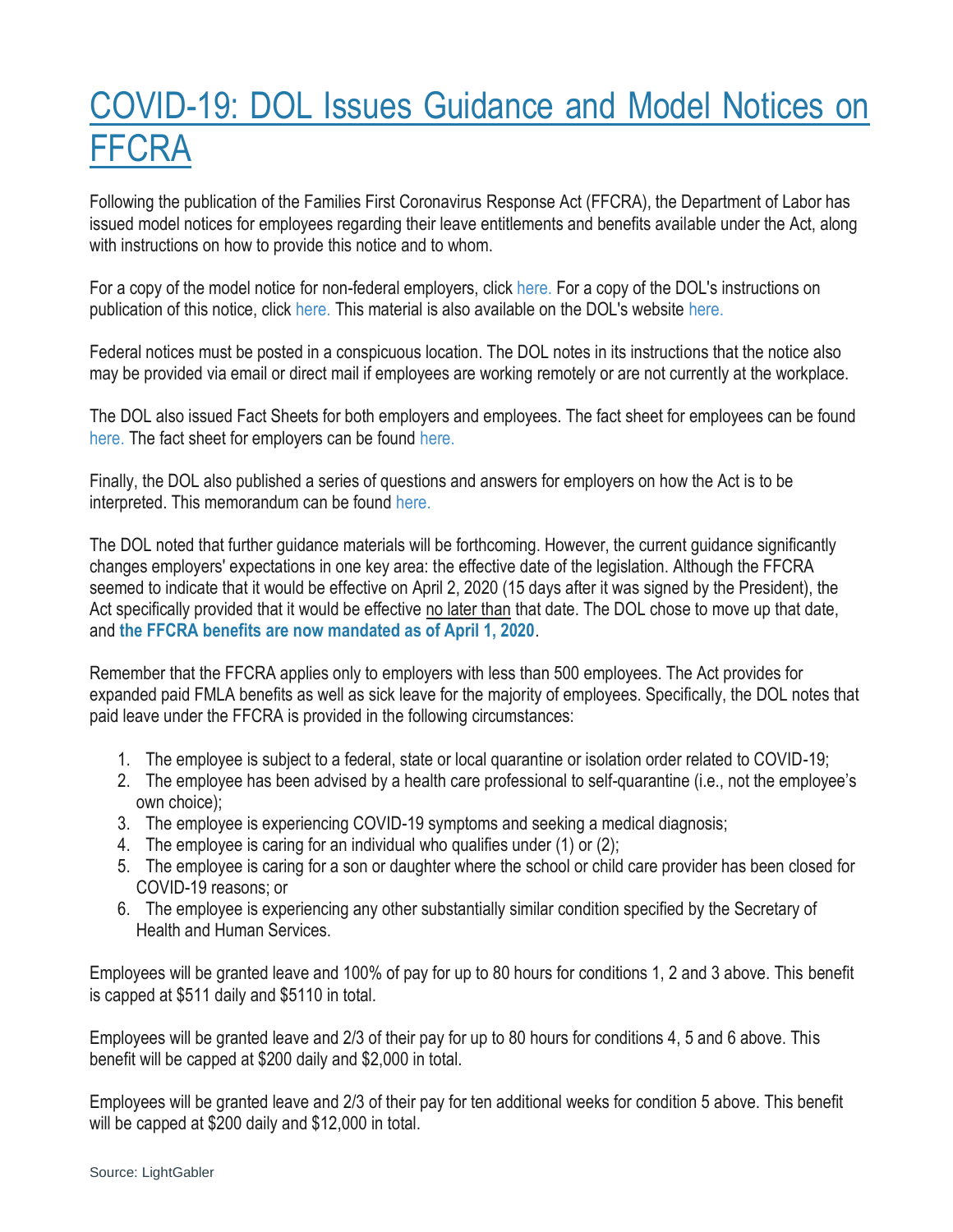# COVID-19: DOL Issues Guidance and Model Notices on FFCRA

Following the publication of the Families First Coronavirus Response Act (FFCRA), the Department of Labor has issued model notices for employees regarding their leave entitlements and benefits available under the Act, along with instructions on how to provide this notice and to whom.

For a copy of the model notice for non-federal employers, click here. For a copy of the DOL's instructions on publication of this notice, click here. This material is also available on the DOL's website here.

Federal notices must be posted in a conspicuous location. The DOL notes in its instructions that the notice also may be provided via email or direct mail if employees are working remotely or are not currently at the workplace.

The DOL also issued Fact Sheets for both employers and employees. The fact sheet for employees can be found here. The fact sheet for employers can be found here.

Finally, the DOL also published a series of questions and answers for employers on how the Act is to be interpreted. This memorandum can be found here.

The DOL noted that further guidance materials will be forthcoming. However, the current guidance significantly changes employers' expectations in one key area: the effective date of the legislation. Although the FFCRA seemed to indicate that it would be effective on April 2, 2020 (15 days after it was signed by the President), the Act specifically provided that it would be effective no later than that date. The DOL chose to move up that date, and **the FFCRA benefits are now mandated as of April 1, 2020**.

Remember that the FFCRA applies only to employers with less than 500 employees. The Act provides for expanded paid FMLA benefits as well as sick leave for the majority of employees. Specifically, the DOL notes that paid leave under the FFCRA is provided in the following circumstances:

1. The employee is subject to a federal, state or local quarantine or isolation order related to COVID-19;
2. The employee has been advised by a health care professional to self-quarantine (i.e., not the employee's own choice);
3. The employee is experiencing COVID-19 symptoms and seeking a medical diagnosis;
4. The employee is caring for an individual who qualifies under (1) or (2);
5. The employee is caring for a son or daughter where the school or child care provider has been closed for COVID-19 reasons; or
6. The employee is experiencing any other substantially similar condition specified by the Secretary of Health and Human Services.

Employees will be granted leave and 100% of pay for up to 80 hours for conditions 1, 2 and 3 above. This benefit is capped at $511 daily and $5110 in total.

Employees will be granted leave and 2/3 of their pay for up to 80 hours for conditions 4, 5 and 6 above. This benefit will be capped at $200 daily and $2,000 in total.

Employees will be granted leave and 2/3 of their pay for ten additional weeks for condition 5 above. This benefit will be capped at $200 daily and $12,000 in total.

Source: LightGabler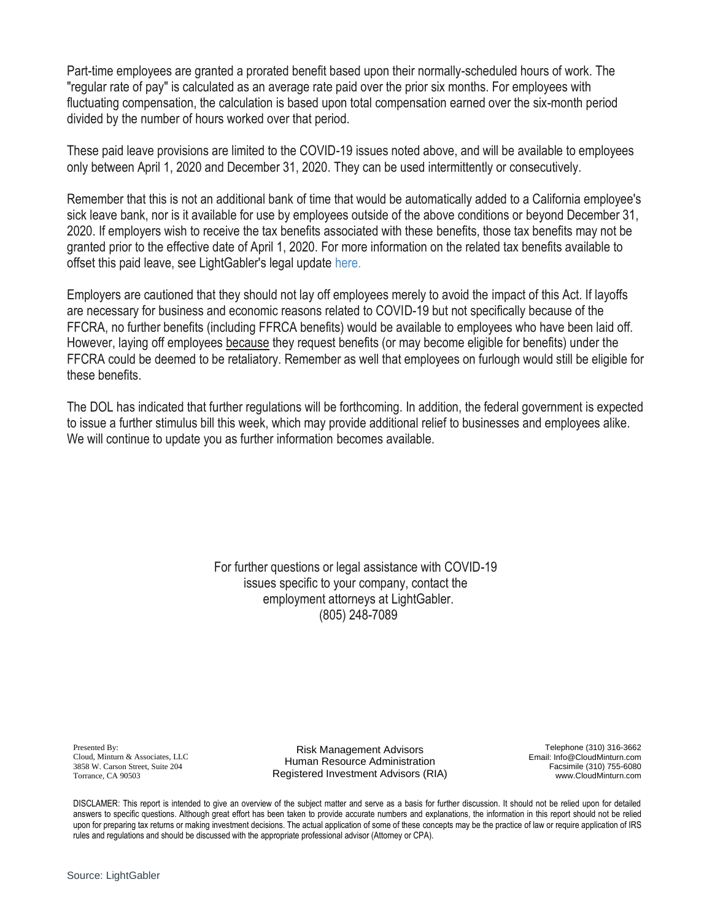Part-time employees are granted a prorated benefit based upon their normally-scheduled hours of work. The "regular rate of pay" is calculated as an average rate paid over the prior six months. For employees with fluctuating compensation, the calculation is based upon total compensation earned over the six-month period divided by the number of hours worked over that period.

These paid leave provisions are limited to the COVID-19 issues noted above, and will be available to employees only between April 1, 2020 and December 31, 2020. They can be used intermittently or consecutively.

Remember that this is not an additional bank of time that would be automatically added to a California employee's sick leave bank, nor is it available for use by employees outside of the above conditions or beyond December 31, 2020. If employers wish to receive the tax benefits associated with these benefits, those tax benefits may not be granted prior to the effective date of April 1, 2020. For more information on the related tax benefits available to offset this paid leave, see LightGabler's legal update here.

Employers are cautioned that they should not lay off employees merely to avoid the impact of this Act. If layoffs are necessary for business and economic reasons related to COVID-19 but not specifically because of the FFCRA, no further benefits (including FFRCA benefits) would be available to employees who have been laid off. However, laying off employees because they request benefits (or may become eligible for benefits) under the FFCRA could be deemed to be retaliatory. Remember as well that employees on furlough would still be eligible for these benefits.

The DOL has indicated that further regulations will be forthcoming. In addition, the federal government is expected to issue a further stimulus bill this week, which may provide additional relief to businesses and employees alike. We will continue to update you as further information becomes available.

For further questions or legal assistance with COVID-19 issues specific to your company, contact the employment attorneys at LightGabler.
(805) 248-7089

Presented By:
Cloud, Minturn & Associates, LLC
3858 W. Carson Street, Suite 204
Torrance, CA 90503

Risk Management Advisors
Human Resource Administration
Registered Investment Advisors (RIA)

Telephone (310) 316-3662
Email: Info@CloudMinturn.com
Facsimile (310) 755-6080
www.CloudMinturn.com

DISCLAMER: This report is intended to give an overview of the subject matter and serve as a basis for further discussion. It should not be relied upon for detailed answers to specific questions. Although great effort has been taken to provide accurate numbers and explanations, the information in this report should not be relied upon for preparing tax returns or making investment decisions. The actual application of some of these concepts may be the practice of law or require application of IRS rules and regulations and should be discussed with the appropriate professional advisor (Attorney or CPA).

Source: LightGabler